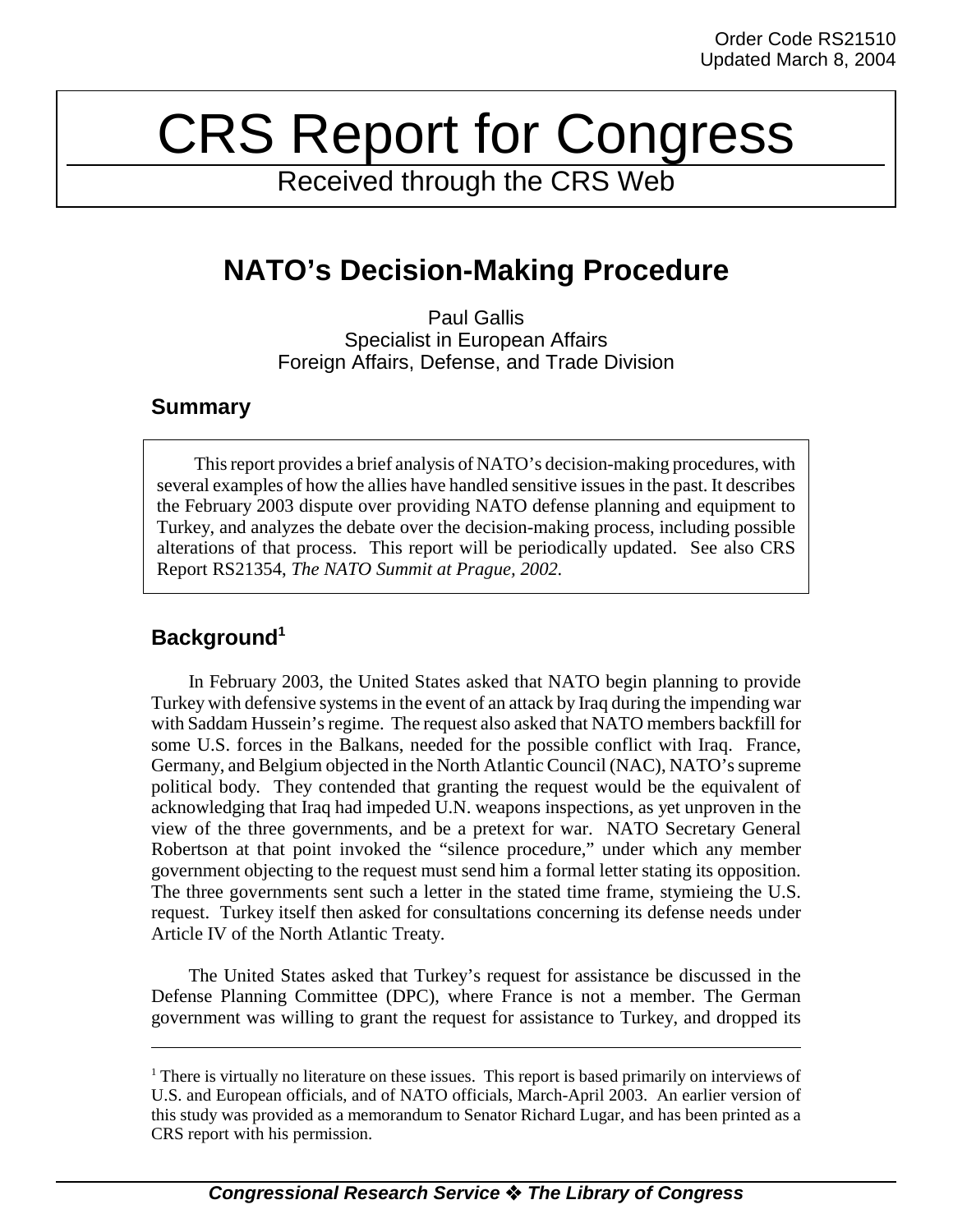Order Code RS21510
Updated March 8, 2004

# CRS Report for Congress

Received through the CRS Web

## NATO's Decision-Making Procedure

Paul Gallis
Specialist in European Affairs
Foreign Affairs, Defense, and Trade Division

### Summary

This report provides a brief analysis of NATO's decision-making procedures, with several examples of how the allies have handled sensitive issues in the past. It describes the February 2003 dispute over providing NATO defense planning and equipment to Turkey, and analyzes the debate over the decision-making process, including possible alterations of that process. This report will be periodically updated. See also CRS Report RS21354, *The NATO Summit at Prague, 2002.*

### Background[1]

In February 2003, the United States asked that NATO begin planning to provide Turkey with defensive systems in the event of an attack by Iraq during the impending war with Saddam Hussein's regime. The request also asked that NATO members backfill for some U.S. forces in the Balkans, needed for the possible conflict with Iraq. France, Germany, and Belgium objected in the North Atlantic Council (NAC), NATO's supreme political body. They contended that granting the request would be the equivalent of acknowledging that Iraq had impeded U.N. weapons inspections, as yet unproven in the view of the three governments, and be a pretext for war. NATO Secretary General Robertson at that point invoked the "silence procedure," under which any member government objecting to the request must send him a formal letter stating its opposition. The three governments sent such a letter in the stated time frame, stymieing the U.S. request. Turkey itself then asked for consultations concerning its defense needs under Article IV of the North Atlantic Treaty.

The United States asked that Turkey's request for assistance be discussed in the Defense Planning Committee (DPC), where France is not a member. The German government was willing to grant the request for assistance to Turkey, and dropped its

[1] There is virtually no literature on these issues. This report is based primarily on interviews of U.S. and European officials, and of NATO officials, March-April 2003. An earlier version of this study was provided as a memorandum to Senator Richard Lugar, and has been printed as a CRS report with his permission.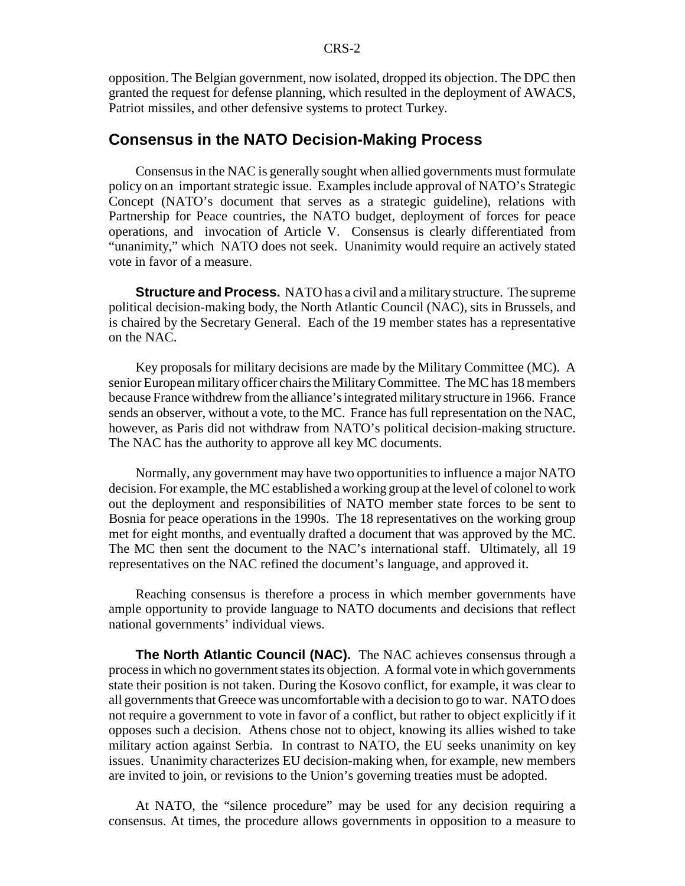opposition. The Belgian government, now isolated, dropped its objection. The DPC then granted the request for defense planning, which resulted in the deployment of AWACS, Patriot missiles, and other defensive systems to protect Turkey.

## Consensus in the NATO Decision-Making Process

Consensus in the NAC is generally sought when allied governments must formulate policy on an important strategic issue. Examples include approval of NATO's Strategic Concept (NATO's document that serves as a strategic guideline), relations with Partnership for Peace countries, the NATO budget, deployment of forces for peace operations, and invocation of Article V. Consensus is clearly differentiated from "unanimity," which NATO does not seek. Unanimity would require an actively stated vote in favor of a measure.

**Structure and Process.** NATO has a civil and a military structure. The supreme political decision-making body, the North Atlantic Council (NAC), sits in Brussels, and is chaired by the Secretary General. Each of the 19 member states has a representative on the NAC.

Key proposals for military decisions are made by the Military Committee (MC). A senior European military officer chairs the Military Committee. The MC has 18 members because France withdrew from the alliance's integrated military structure in 1966. France sends an observer, without a vote, to the MC. France has full representation on the NAC, however, as Paris did not withdraw from NATO's political decision-making structure. The NAC has the authority to approve all key MC documents.

Normally, any government may have two opportunities to influence a major NATO decision. For example, the MC established a working group at the level of colonel to work out the deployment and responsibilities of NATO member state forces to be sent to Bosnia for peace operations in the 1990s. The 18 representatives on the working group met for eight months, and eventually drafted a document that was approved by the MC. The MC then sent the document to the NAC's international staff. Ultimately, all 19 representatives on the NAC refined the document's language, and approved it.

Reaching consensus is therefore a process in which member governments have ample opportunity to provide language to NATO documents and decisions that reflect national governments' individual views.

**The North Atlantic Council (NAC).** The NAC achieves consensus through a process in which no government states its objection. A formal vote in which governments state their position is not taken. During the Kosovo conflict, for example, it was clear to all governments that Greece was uncomfortable with a decision to go to war. NATO does not require a government to vote in favor of a conflict, but rather to object explicitly if it opposes such a decision. Athens chose not to object, knowing its allies wished to take military action against Serbia. In contrast to NATO, the EU seeks unanimity on key issues. Unanimity characterizes EU decision-making when, for example, new members are invited to join, or revisions to the Union's governing treaties must be adopted.

At NATO, the "silence procedure" may be used for any decision requiring a consensus. At times, the procedure allows governments in opposition to a measure to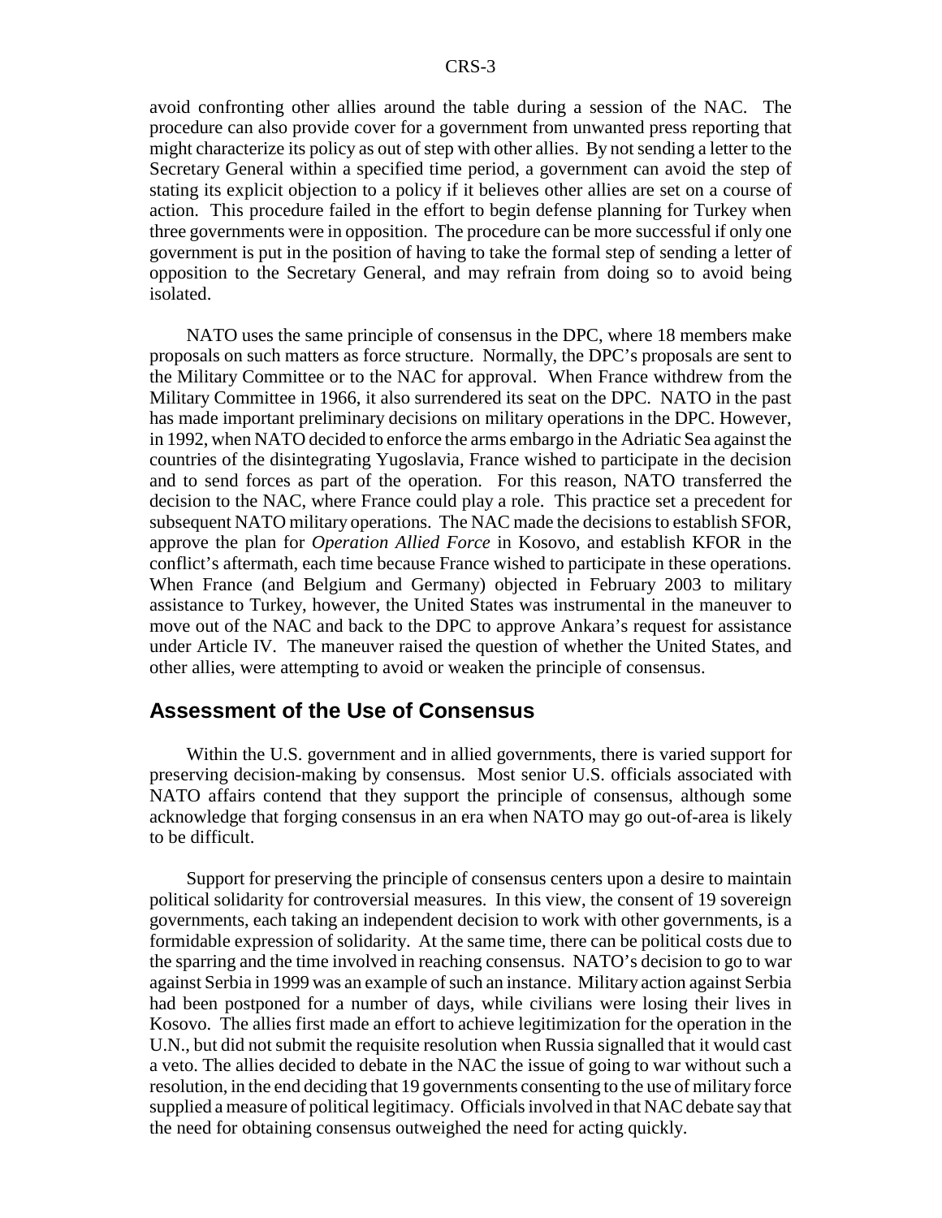avoid confronting other allies around the table during a session of the NAC. The procedure can also provide cover for a government from unwanted press reporting that might characterize its policy as out of step with other allies. By not sending a letter to the Secretary General within a specified time period, a government can avoid the step of stating its explicit objection to a policy if it believes other allies are set on a course of action. This procedure failed in the effort to begin defense planning for Turkey when three governments were in opposition. The procedure can be more successful if only one government is put in the position of having to take the formal step of sending a letter of opposition to the Secretary General, and may refrain from doing so to avoid being isolated.

NATO uses the same principle of consensus in the DPC, where 18 members make proposals on such matters as force structure. Normally, the DPC's proposals are sent to the Military Committee or to the NAC for approval. When France withdrew from the Military Committee in 1966, it also surrendered its seat on the DPC. NATO in the past has made important preliminary decisions on military operations in the DPC. However, in 1992, when NATO decided to enforce the arms embargo in the Adriatic Sea against the countries of the disintegrating Yugoslavia, France wished to participate in the decision and to send forces as part of the operation. For this reason, NATO transferred the decision to the NAC, where France could play a role. This practice set a precedent for subsequent NATO military operations. The NAC made the decisions to establish SFOR, approve the plan for *Operation Allied Force* in Kosovo, and establish KFOR in the conflict's aftermath, each time because France wished to participate in these operations. When France (and Belgium and Germany) objected in February 2003 to military assistance to Turkey, however, the United States was instrumental in the maneuver to move out of the NAC and back to the DPC to approve Ankara's request for assistance under Article IV. The maneuver raised the question of whether the United States, and other allies, were attempting to avoid or weaken the principle of consensus.

## Assessment of the Use of Consensus

Within the U.S. government and in allied governments, there is varied support for preserving decision-making by consensus. Most senior U.S. officials associated with NATO affairs contend that they support the principle of consensus, although some acknowledge that forging consensus in an era when NATO may go out-of-area is likely to be difficult.

Support for preserving the principle of consensus centers upon a desire to maintain political solidarity for controversial measures. In this view, the consent of 19 sovereign governments, each taking an independent decision to work with other governments, is a formidable expression of solidarity. At the same time, there can be political costs due to the sparring and the time involved in reaching consensus. NATO's decision to go to war against Serbia in 1999 was an example of such an instance. Military action against Serbia had been postponed for a number of days, while civilians were losing their lives in Kosovo. The allies first made an effort to achieve legitimization for the operation in the U.N., but did not submit the requisite resolution when Russia signalled that it would cast a veto. The allies decided to debate in the NAC the issue of going to war without such a resolution, in the end deciding that 19 governments consenting to the use of military force supplied a measure of political legitimacy. Officials involved in that NAC debate say that the need for obtaining consensus outweighed the need for acting quickly.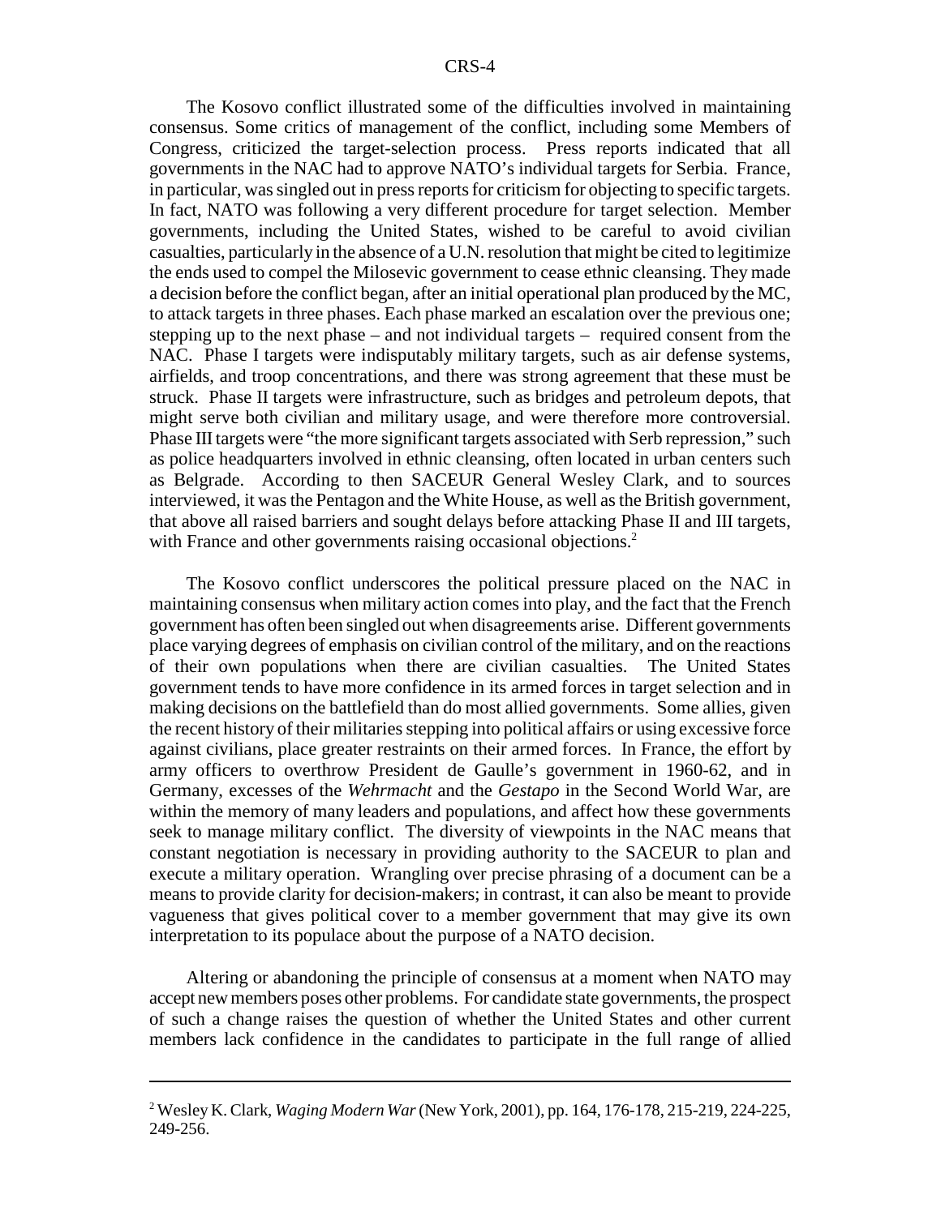The Kosovo conflict illustrated some of the difficulties involved in maintaining consensus. Some critics of management of the conflict, including some Members of Congress, criticized the target-selection process. Press reports indicated that all governments in the NAC had to approve NATO's individual targets for Serbia. France, in particular, was singled out in press reports for criticism for objecting to specific targets. In fact, NATO was following a very different procedure for target selection. Member governments, including the United States, wished to be careful to avoid civilian casualties, particularly in the absence of a U.N. resolution that might be cited to legitimize the ends used to compel the Milosevic government to cease ethnic cleansing. They made a decision before the conflict began, after an initial operational plan produced by the MC, to attack targets in three phases. Each phase marked an escalation over the previous one; stepping up to the next phase – and not individual targets – required consent from the NAC. Phase I targets were indisputably military targets, such as air defense systems, airfields, and troop concentrations, and there was strong agreement that these must be struck. Phase II targets were infrastructure, such as bridges and petroleum depots, that might serve both civilian and military usage, and were therefore more controversial. Phase III targets were "the more significant targets associated with Serb repression," such as police headquarters involved in ethnic cleansing, often located in urban centers such as Belgrade. According to then SACEUR General Wesley Clark, and to sources interviewed, it was the Pentagon and the White House, as well as the British government, that above all raised barriers and sought delays before attacking Phase II and III targets, with France and other governments raising occasional objections.[2]

The Kosovo conflict underscores the political pressure placed on the NAC in maintaining consensus when military action comes into play, and the fact that the French government has often been singled out when disagreements arise. Different governments place varying degrees of emphasis on civilian control of the military, and on the reactions of their own populations when there are civilian casualties. The United States government tends to have more confidence in its armed forces in target selection and in making decisions on the battlefield than do most allied governments. Some allies, given the recent history of their militaries stepping into political affairs or using excessive force against civilians, place greater restraints on their armed forces. In France, the effort by army officers to overthrow President de Gaulle's government in 1960-62, and in Germany, excesses of the *Wehrmacht* and the *Gestapo* in the Second World War, are within the memory of many leaders and populations, and affect how these governments seek to manage military conflict. The diversity of viewpoints in the NAC means that constant negotiation is necessary in providing authority to the SACEUR to plan and execute a military operation. Wrangling over precise phrasing of a document can be a means to provide clarity for decision-makers; in contrast, it can also be meant to provide vagueness that gives political cover to a member government that may give its own interpretation to its populace about the purpose of a NATO decision.

Altering or abandoning the principle of consensus at a moment when NATO may accept new members poses other problems. For candidate state governments, the prospect of such a change raises the question of whether the United States and other current members lack confidence in the candidates to participate in the full range of allied

---

[2] Wesley K. Clark, *Waging Modern War* (New York, 2001), pp. 164, 176-178, 215-219, 224-225, 249-256.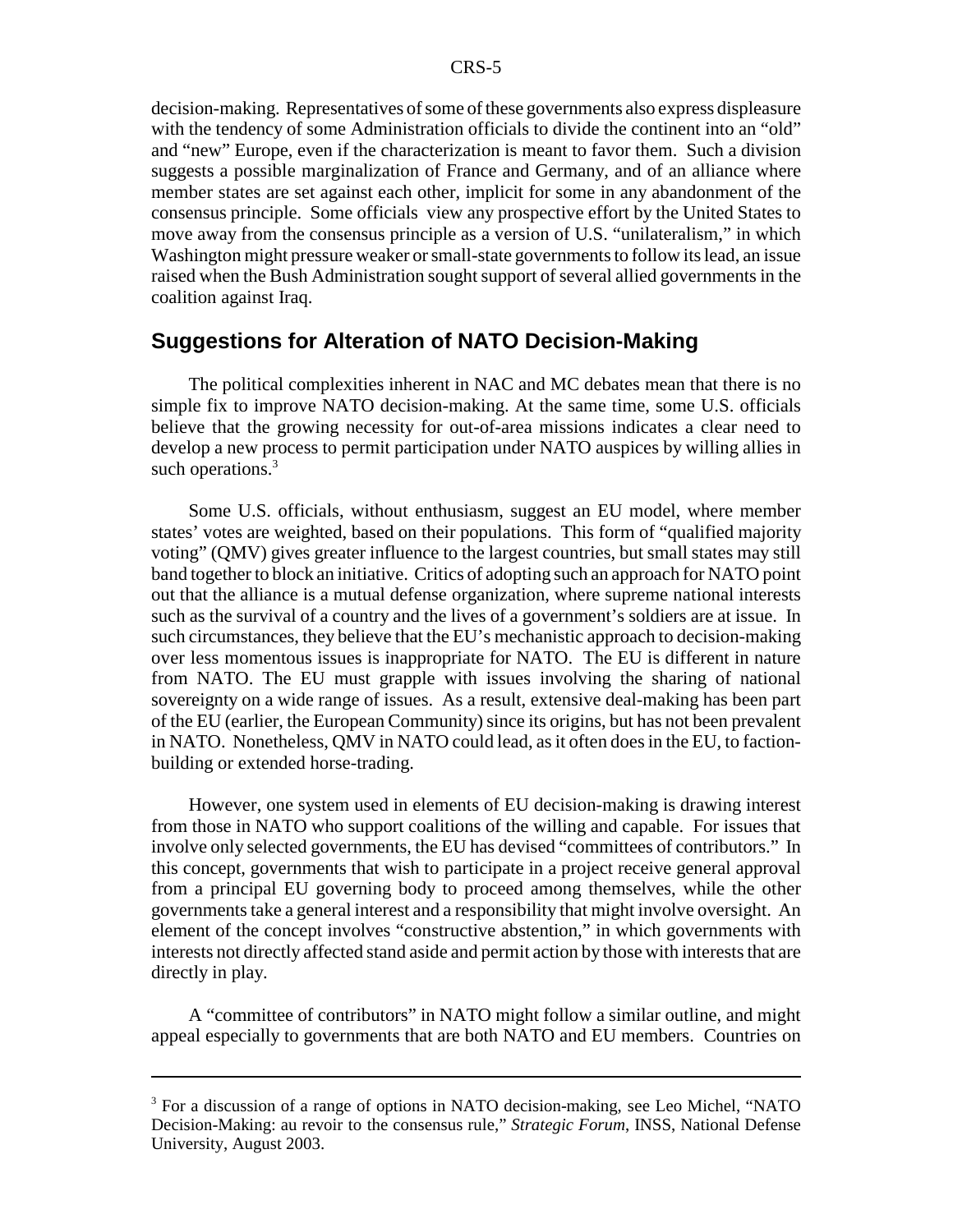decision-making. Representatives of some of these governments also express displeasure with the tendency of some Administration officials to divide the continent into an "old" and "new" Europe, even if the characterization is meant to favor them. Such a division suggests a possible marginalization of France and Germany, and of an alliance where member states are set against each other, implicit for some in any abandonment of the consensus principle. Some officials view any prospective effort by the United States to move away from the consensus principle as a version of U.S. "unilateralism," in which Washington might pressure weaker or small-state governments to follow its lead, an issue raised when the Bush Administration sought support of several allied governments in the coalition against Iraq.

## Suggestions for Alteration of NATO Decision-Making

The political complexities inherent in NAC and MC debates mean that there is no simple fix to improve NATO decision-making. At the same time, some U.S. officials believe that the growing necessity for out-of-area missions indicates a clear need to develop a new process to permit participation under NATO auspices by willing allies in such operations.[3]

Some U.S. officials, without enthusiasm, suggest an EU model, where member states' votes are weighted, based on their populations. This form of "qualified majority voting" (QMV) gives greater influence to the largest countries, but small states may still band together to block an initiative. Critics of adopting such an approach for NATO point out that the alliance is a mutual defense organization, where supreme national interests such as the survival of a country and the lives of a government's soldiers are at issue. In such circumstances, they believe that the EU's mechanistic approach to decision-making over less momentous issues is inappropriate for NATO. The EU is different in nature from NATO. The EU must grapple with issues involving the sharing of national sovereignty on a wide range of issues. As a result, extensive deal-making has been part of the EU (earlier, the European Community) since its origins, but has not been prevalent in NATO. Nonetheless, QMV in NATO could lead, as it often does in the EU, to faction-building or extended horse-trading.

However, one system used in elements of EU decision-making is drawing interest from those in NATO who support coalitions of the willing and capable. For issues that involve only selected governments, the EU has devised "committees of contributors." In this concept, governments that wish to participate in a project receive general approval from a principal EU governing body to proceed among themselves, while the other governments take a general interest and a responsibility that might involve oversight. An element of the concept involves "constructive abstention," in which governments with interests not directly affected stand aside and permit action by those with interests that are directly in play.

A "committee of contributors" in NATO might follow a similar outline, and might appeal especially to governments that are both NATO and EU members. Countries on

---

[3] For a discussion of a range of options in NATO decision-making, see Leo Michel, "NATO Decision-Making: au revoir to the consensus rule," *Strategic Forum*, INSS, National Defense University, August 2003.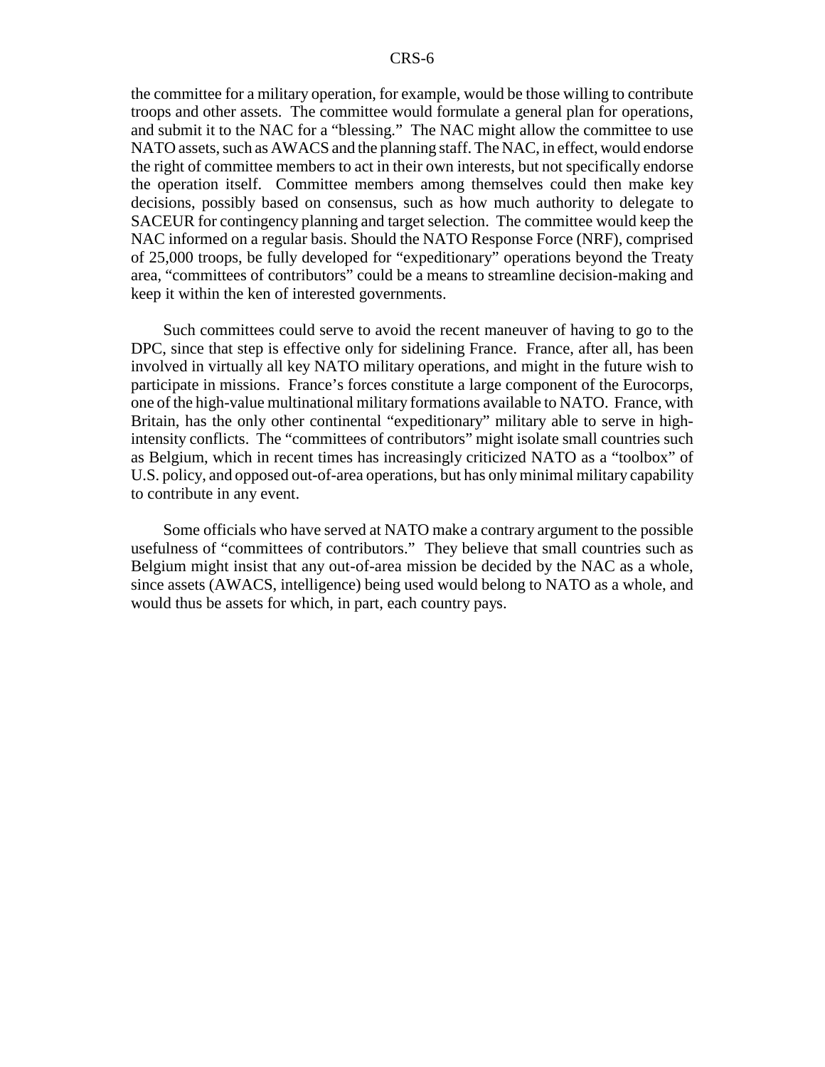the committee for a military operation, for example, would be those willing to contribute troops and other assets. The committee would formulate a general plan for operations, and submit it to the NAC for a "blessing." The NAC might allow the committee to use NATO assets, such as AWACS and the planning staff. The NAC, in effect, would endorse the right of committee members to act in their own interests, but not specifically endorse the operation itself. Committee members among themselves could then make key decisions, possibly based on consensus, such as how much authority to delegate to SACEUR for contingency planning and target selection. The committee would keep the NAC informed on a regular basis. Should the NATO Response Force (NRF), comprised of 25,000 troops, be fully developed for "expeditionary" operations beyond the Treaty area, "committees of contributors" could be a means to streamline decision-making and keep it within the ken of interested governments.

Such committees could serve to avoid the recent maneuver of having to go to the DPC, since that step is effective only for sidelining France. France, after all, has been involved in virtually all key NATO military operations, and might in the future wish to participate in missions. France's forces constitute a large component of the Eurocorps, one of the high-value multinational military formations available to NATO. France, with Britain, has the only other continental "expeditionary" military able to serve in high-intensity conflicts. The "committees of contributors" might isolate small countries such as Belgium, which in recent times has increasingly criticized NATO as a "toolbox" of U.S. policy, and opposed out-of-area operations, but has only minimal military capability to contribute in any event.

Some officials who have served at NATO make a contrary argument to the possible usefulness of "committees of contributors." They believe that small countries such as Belgium might insist that any out-of-area mission be decided by the NAC as a whole, since assets (AWACS, intelligence) being used would belong to NATO as a whole, and would thus be assets for which, in part, each country pays.